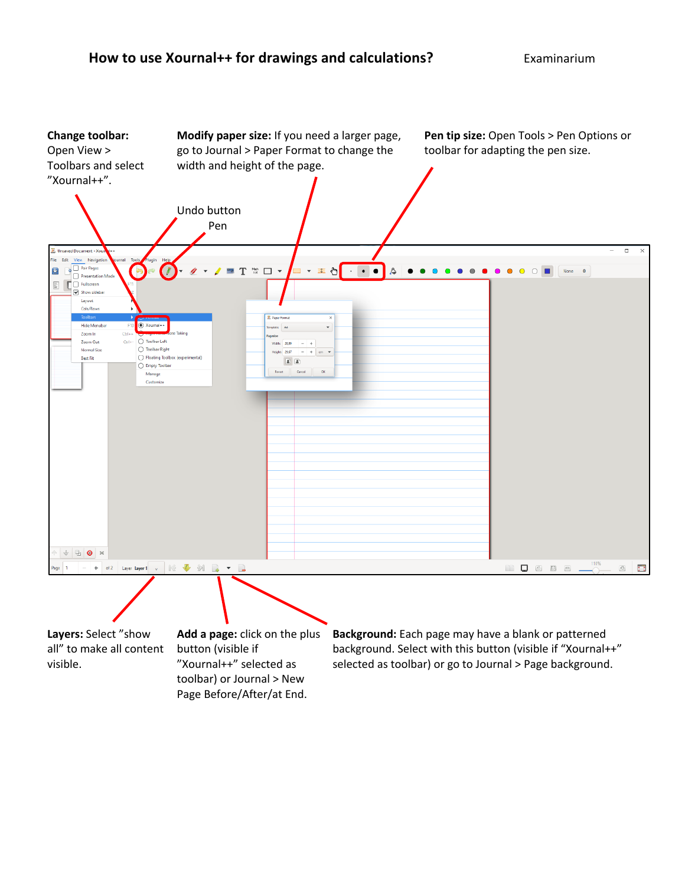# How to use Xournal++ for drawings and calculations?

Examinarium

**Change toolbar:** Open View > Toolbars and select ”Xournal++”.

**Modify paper size:** If you need a larger page, go to Journal > Paper Format to change the width and height of the page.

**Pen tip size:** Open Tools > Pen Options or toolbar for adapting the pen size.

Undo button

Pen

**Layers:** Select ”show all” to make all content visible.

**Add a page:** click on the plus button (visible if ”Xournal++” selected as toolbar) or Journal > New Page Before/After/at End.

**Background:** Each page may have a blank or patterned background. Select with this button (visible if “Xournal++” selected as toolbar) or go to Journal > Page background.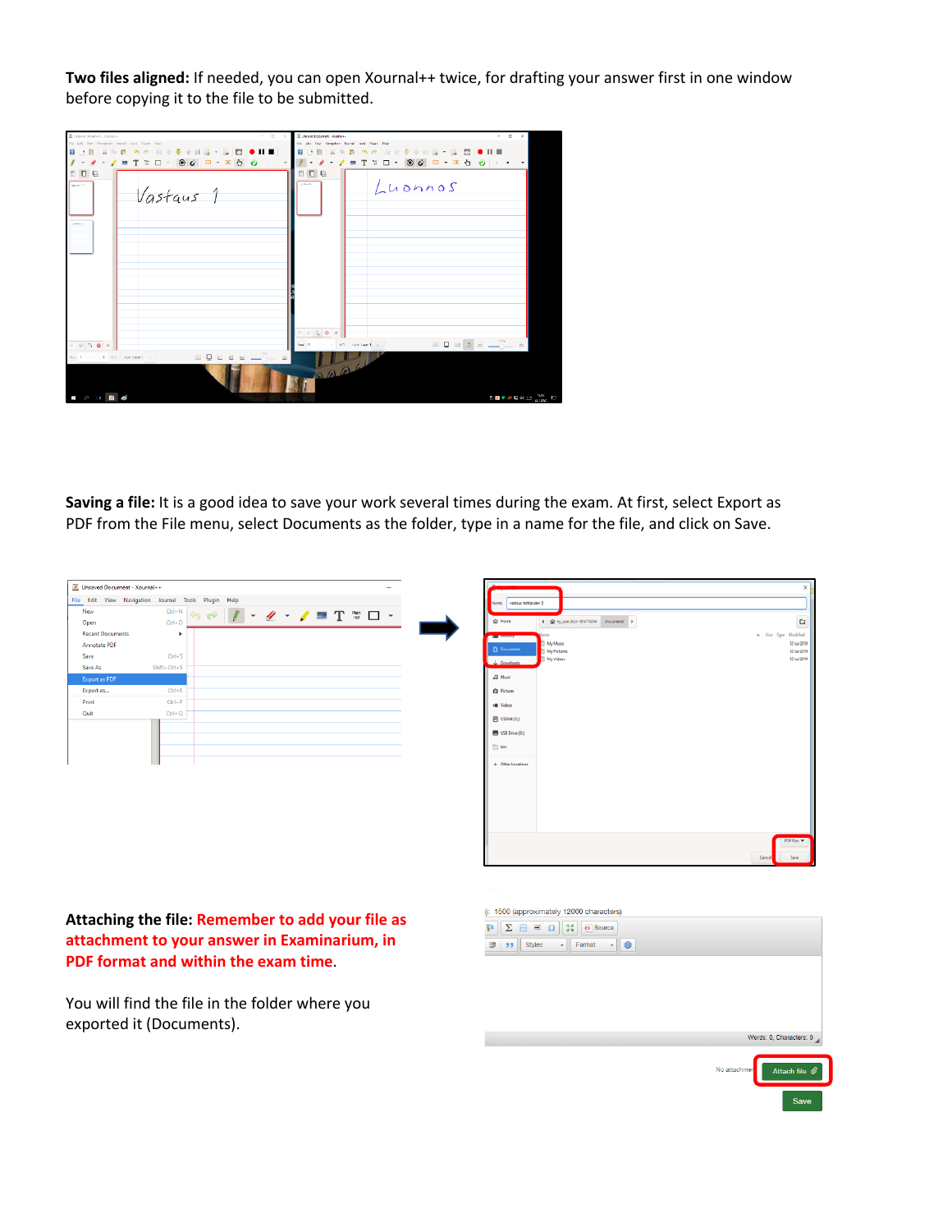**Two files aligned:** If needed, you can open Xournal++ twice, for drafting your answer first in one window before copying it to the file to be submitted.

**Saving a file:** It is a good idea to save your work several times during the exam. At first, select Export as PDF from the File menu, select Documents as the folder, type in a name for the file, and click on Save.

**Attaching the file: Remember to add your file as attachment to your answer in Examinarium, in PDF format and within the exam time.**

You will find the file in the folder where you exported it (Documents).